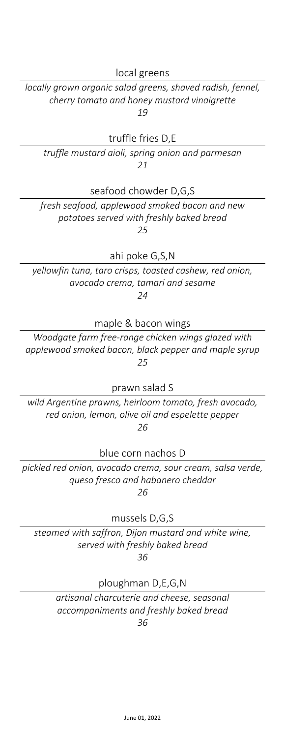local greens

*locally grown organic salad greens, shaved radish, fennel, cherry tomato and honey mustard vinaigrette*

*19*

truffle fries D,E

*truffle mustard aioli, spring onion and parmesan*

*21*

seafood chowder D,G,S

*fresh seafood, applewood smoked bacon and new potatoes served with freshly baked bread*

*25*

ahi poke G,S,N

*yellowfin tuna, taro crisps, toasted cashew, red onion, avocado crema, tamari and sesame*

*24*

maple & bacon wings

*Woodgate farm free-range chicken wings glazed with applewood smoked bacon, black pepper and maple syrup*

*25*

prawn salad S

*wild Argentine prawns, heirloom tomato, fresh avocado, red onion, lemon, olive oil and espelette pepper*

*26*

blue corn nachos D

*pickled red onion, avocado crema, sour cream, salsa verde, queso fresco and habanero cheddar*

*26*

mussels D,G,S

*steamed with saffron, Dijon mustard and white wine, served with freshly baked bread*

*36*

ploughman D,E,G,N

*artisanal charcuterie and cheese, seasonal accompaniments and freshly baked bread*

*36*

June 01, 2022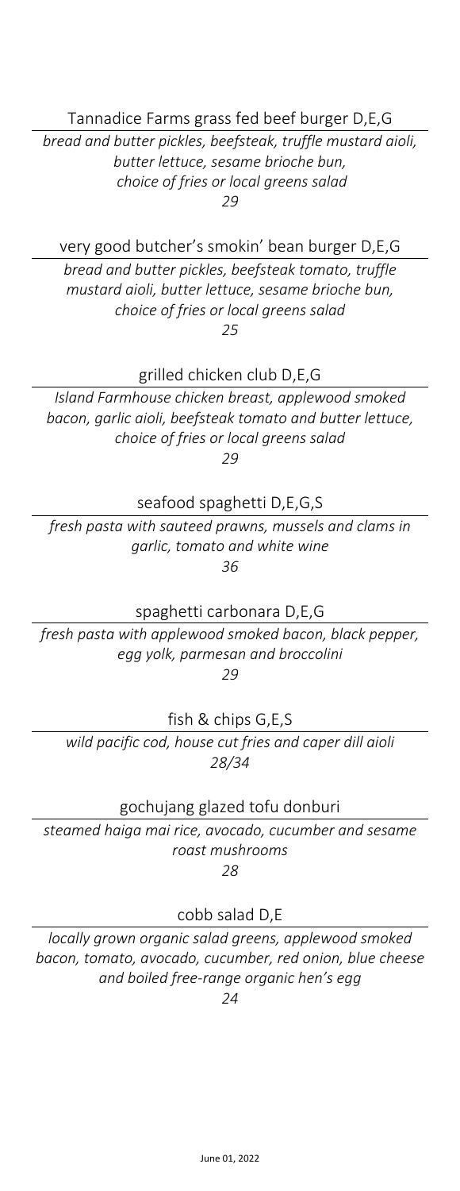## Tannadice Farms grass fed beef burger D,E,G

*bread and butter pickles, beefsteak, truffle mustard aioli, butter lettuce, sesame brioche bun, choice of fries or local greens salad*

*29*

## very good butcher's smokin' bean burger D,E,G

*bread and butter pickles, beefsteak tomato, truffle mustard aioli, butter lettuce, sesame brioche bun, choice of fries or local greens salad*

*25*

## grilled chicken club D,E,G

*Island Farmhouse chicken breast, applewood smoked bacon, garlic aioli, beefsteak tomato and butter lettuce, choice of fries or local greens salad*

*29*

## seafood spaghetti D,E,G,S

*fresh pasta with sauteed prawns, mussels and clams in garlic, tomato and white wine*

*36*

## spaghetti carbonara D,E,G

*fresh pasta with applewood smoked bacon, black pepper, egg yolk, parmesan and broccolini*

*29*

## fish & chips G,E,S

*wild pacific cod, house cut fries and caper dill aioli*

*28/34*

## gochujang glazed tofu donburi

*steamed haiga mai rice, avocado, cucumber and sesame roast mushrooms*

*28*

## cobb salad D,E

*locally grown organic salad greens, applewood smoked bacon, tomato, avocado, cucumber, red onion, blue cheese and boiled free-range organic hen's egg*

*24*

June 01, 2022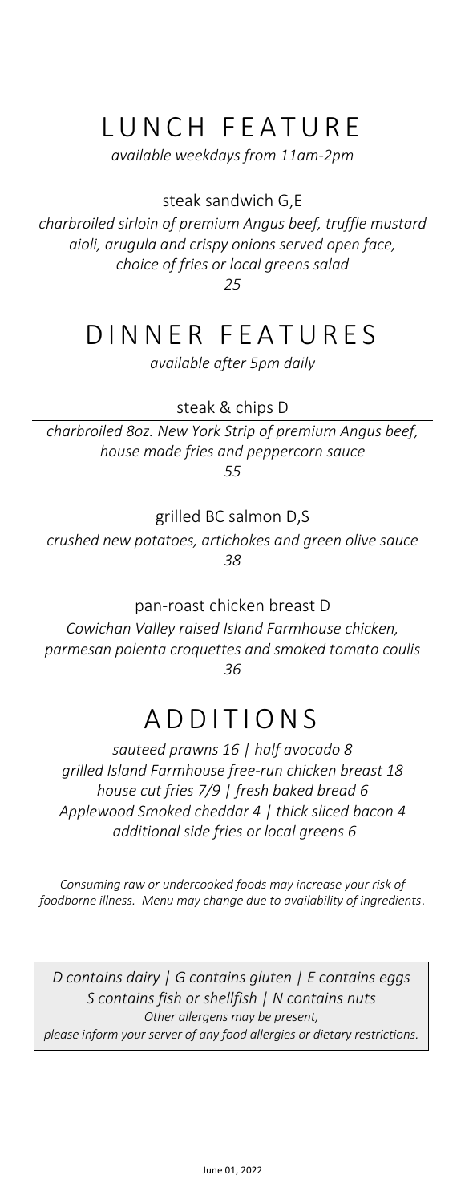# LUNCH FEATURE

*available weekdays from 11am-2pm*

### steak sandwich G,E

*charbroiled sirloin of premium Angus beef, truffle mustard aioli, arugula and crispy onions served open face, choice of fries or local greens salad*

*25*

# DINNER FEATURES

*available after 5pm daily*

### steak & chips D

*charbroiled 8oz. New York Strip of premium Angus beef, house made fries and peppercorn sauce*

*55*

### grilled BC salmon D,S

*crushed new potatoes, artichokes and green olive sauce*

*38*

### pan-roast chicken breast D

*Cowichan Valley raised Island Farmhouse chicken, parmesan polenta croquettes and smoked tomato coulis*

*36*

# ADDITIONS

*sauteed prawns 16 | half avocado 8*
*grilled Island Farmhouse free-run chicken breast 18*
*house cut fries 7/9 | fresh baked bread 6*
*Applewood Smoked cheddar 4 | thick sliced bacon 4*
*additional side fries or local greens 6*

*Consuming raw or undercooked foods may increase your risk of foodborne illness. Menu may change due to availability of ingredients.*

*D contains dairy | G contains gluten | E contains eggs*
*S contains fish or shellfish | N contains nuts*
*Other allergens may be present,*
*please inform your server of any food allergies or dietary restrictions.*

June 01, 2022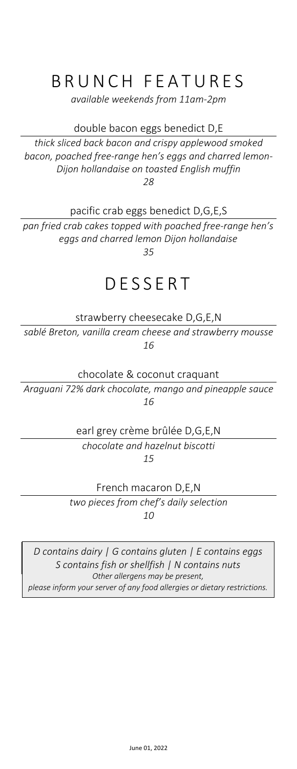# BRUNCH FEATURES

*available weekends from 11am-2pm*

double bacon eggs benedict D,E

*thick sliced back bacon and crispy applewood smoked bacon, poached free-range hen's eggs and charred lemon-Dijon hollandaise on toasted English muffin*

*28*

pacific crab eggs benedict D,G,E,S

*pan fried crab cakes topped with poached free-range hen's eggs and charred lemon Dijon hollandaise*

*35*

# DESSERT

strawberry cheesecake D,G,E,N

*sablé Breton, vanilla cream cheese and strawberry mousse*

*16*

chocolate & coconut craquant

*Araguani 72% dark chocolate, mango and pineapple sauce*

*16*

earl grey crème brûlée D,G,E,N

*chocolate and hazelnut biscotti*

*15*

French macaron D,E,N

*two pieces from chef's daily selection*

*10*

*D contains dairy | G contains gluten | E contains eggs*
*S contains fish or shellfish | N contains nuts*
*Other allergens may be present,*
*please inform your server of any food allergies or dietary restrictions.*

June 01, 2022